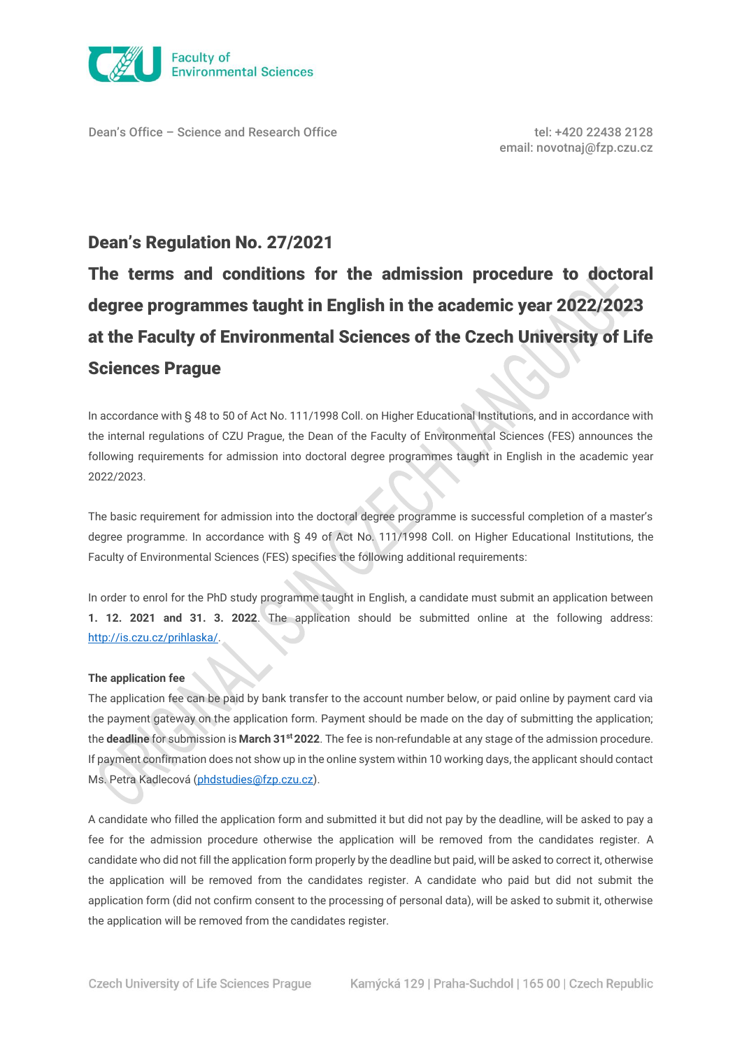Dean's Office – Science and Research Office

tel: +420 22438 2128
email: novotnaj@fzp.czu.cz

# Dean's Regulation No. 27/2021

# The terms and conditions for the admission procedure to doctoral degree programmes taught in English in the academic year 2022/2023 at the Faculty of Environmental Sciences of the Czech University of Life Sciences Prague

In accordance with § 48 to 50 of Act No. 111/1998 Coll. on Higher Educational Institutions, and in accordance with the internal regulations of CZU Prague, the Dean of the Faculty of Environmental Sciences (FES) announces the following requirements for admission into doctoral degree programmes taught in English in the academic year 2022/2023.

The basic requirement for admission into the doctoral degree programme is successful completion of a master's degree programme. In accordance with § 49 of Act No. 111/1998 Coll. on Higher Educational Institutions, the Faculty of Environmental Sciences (FES) specifies the following additional requirements:

In order to enrol for the PhD study programme taught in English, a candidate must submit an application between **1. 12. 2021 and 31. 3. 2022**. The application should be submitted online at the following address: http://is.czu.cz/prihlaska/.

**The application fee**

The application fee can be paid by bank transfer to the account number below, or paid online by payment card via the payment gateway on the application form. Payment should be made on the day of submitting the application; the **deadline** for submission is **March 31st 2022**. The fee is non-refundable at any stage of the admission procedure. If payment confirmation does not show up in the online system within 10 working days, the applicant should contact Ms. Petra Kadlecová (phdstudies@fzp.czu.cz).

A candidate who filled the application form and submitted it but did not pay by the deadline, will be asked to pay a fee for the admission procedure otherwise the application will be removed from the candidates register. A candidate who did not fill the application form properly by the deadline but paid, will be asked to correct it, otherwise the application will be removed from the candidates register. A candidate who paid but did not submit the application form (did not confirm consent to the processing of personal data), will be asked to submit it, otherwise the application will be removed from the candidates register.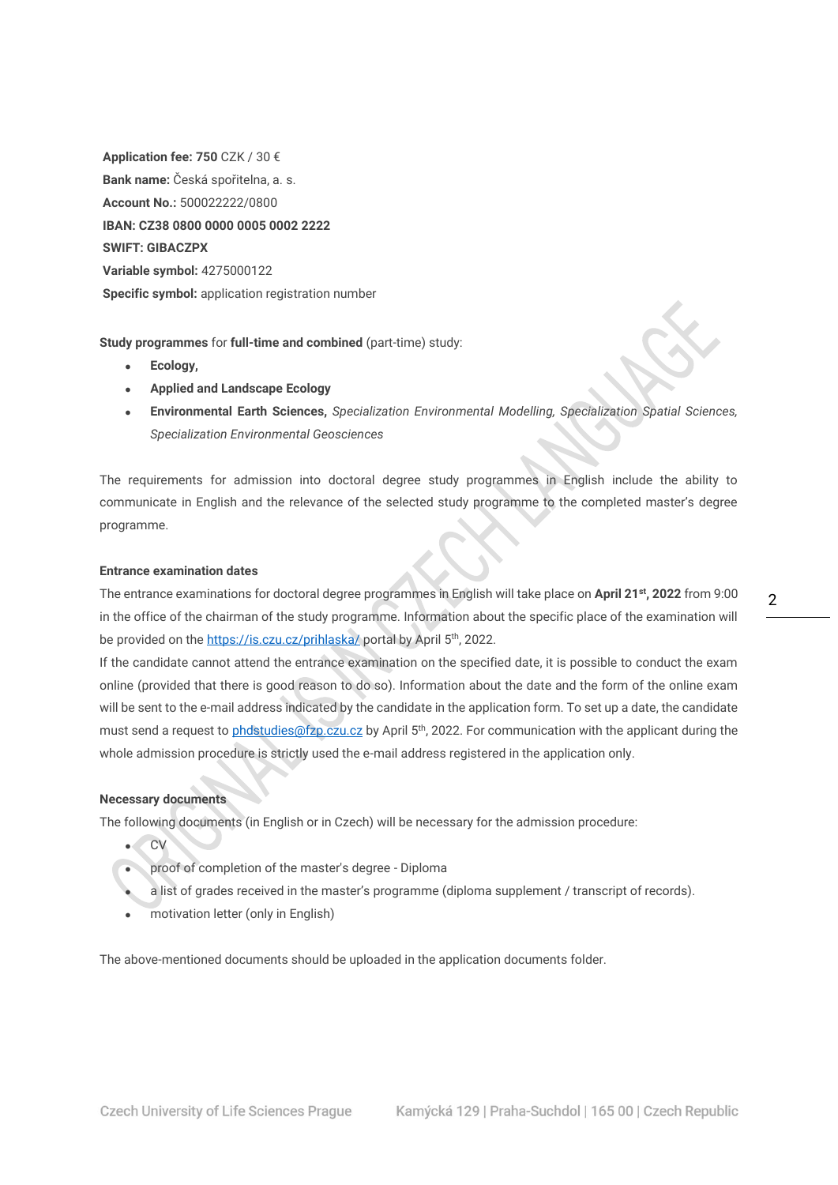**Application fee: 750** CZK / 30 €
**Bank name:** Česká spořitelna, a. s.
**Account No.:** 500022222/0800
**IBAN: CZ38 0800 0000 0005 0002 2222**
**SWIFT: GIBACZPX**
**Variable symbol:** 4275000122
**Specific symbol:** application registration number

**Study programmes** for **full-time and combined** (part-time) study:

- **Ecology,**
- **Applied and Landscape Ecology**
- **Environmental Earth Sciences,** *Specialization Environmental Modelling, Specialization Spatial Sciences, Specialization Environmental Geosciences*

The requirements for admission into doctoral degree study programmes in English include the ability to communicate in English and the relevance of the selected study programme to the completed master's degree programme.

**Entrance examination dates**

The entrance examinations for doctoral degree programmes in English will take place on **April 21st, 2022** from 9:00 in the office of the chairman of the study programme. Information about the specific place of the examination will be provided on the https://is.czu.cz/prihlaska/ portal by April 5th, 2022.

If the candidate cannot attend the entrance examination on the specified date, it is possible to conduct the exam online (provided that there is good reason to do so). Information about the date and the form of the online exam will be sent to the e-mail address indicated by the candidate in the application form. To set up a date, the candidate must send a request to phdstudies@fzp.czu.cz by April 5th, 2022. For communication with the applicant during the whole admission procedure is strictly used the e-mail address registered in the application only.

**Necessary documents**

The following documents (in English or in Czech) will be necessary for the admission procedure:

- CV
- proof of completion of the master's degree - Diploma
- a list of grades received in the master's programme (diploma supplement / transcript of records).
- motivation letter (only in English)

The above-mentioned documents should be uploaded in the application documents folder.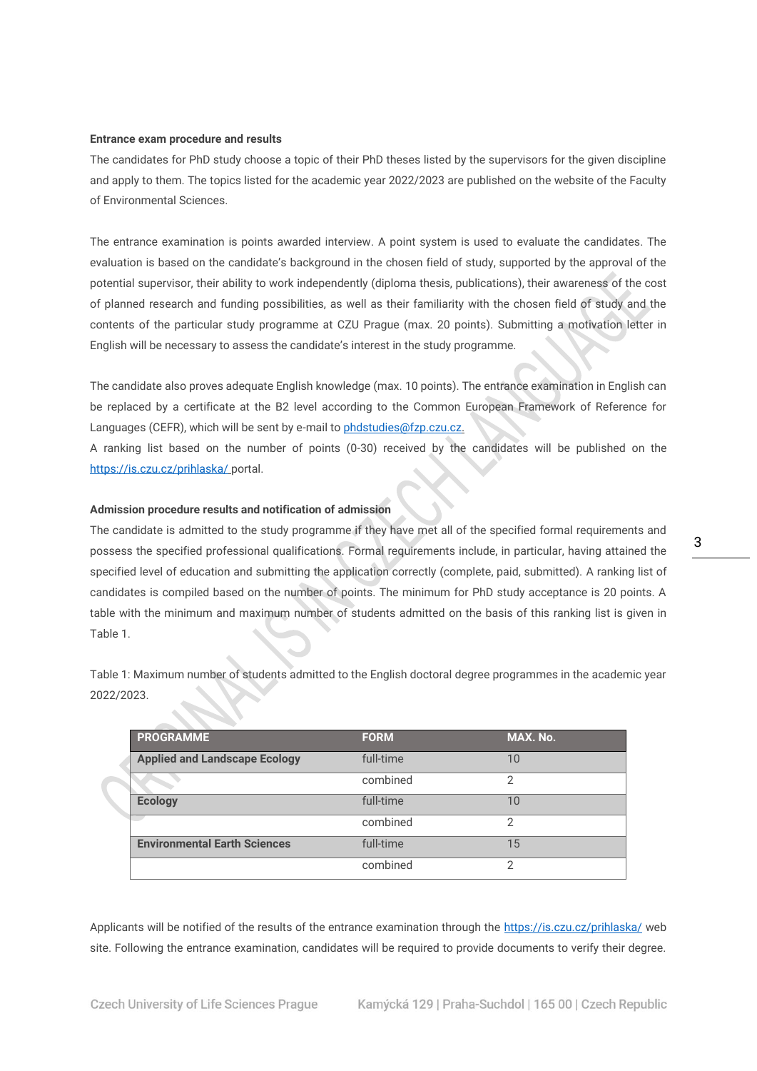**Entrance exam procedure and results**

The candidates for PhD study choose a topic of their PhD theses listed by the supervisors for the given discipline and apply to them. The topics listed for the academic year 2022/2023 are published on the website of the Faculty of Environmental Sciences.

The entrance examination is points awarded interview. A point system is used to evaluate the candidates. The evaluation is based on the candidate's background in the chosen field of study, supported by the approval of the potential supervisor, their ability to work independently (diploma thesis, publications), their awareness of the cost of planned research and funding possibilities, as well as their familiarity with the chosen field of study and the contents of the particular study programme at CZU Prague (max. 20 points). Submitting a motivation letter in English will be necessary to assess the candidate's interest in the study programme.

The candidate also proves adequate English knowledge (max. 10 points). The entrance examination in English can be replaced by a certificate at the B2 level according to the Common European Framework of Reference for Languages (CEFR), which will be sent by e-mail to phdstudies@fzp.czu.cz.
A ranking list based on the number of points (0-30) received by the candidates will be published on the https://is.czu.cz/prihlaska/ portal.

**Admission procedure results and notification of admission**

The candidate is admitted to the study programme if they have met all of the specified formal requirements and possess the specified professional qualifications. Formal requirements include, in particular, having attained the specified level of education and submitting the application correctly (complete, paid, submitted). A ranking list of candidates is compiled based on the number of points. The minimum for PhD study acceptance is 20 points. A table with the minimum and maximum number of students admitted on the basis of this ranking list is given in Table 1.

Table 1: Maximum number of students admitted to the English doctoral degree programmes in the academic year 2022/2023.

| PROGRAMME | FORM | MAX. No. |
|---|---|---|
| **Applied and Landscape Ecology** | full-time | 10 |
| | combined | 2 |
| **Ecology** | full-time | 10 |
| | combined | 2 |
| **Environmental Earth Sciences** | full-time | 15 |
| | combined | 2 |

Applicants will be notified of the results of the entrance examination through the https://is.czu.cz/prihlaska/ web site. Following the entrance examination, candidates will be required to provide documents to verify their degree.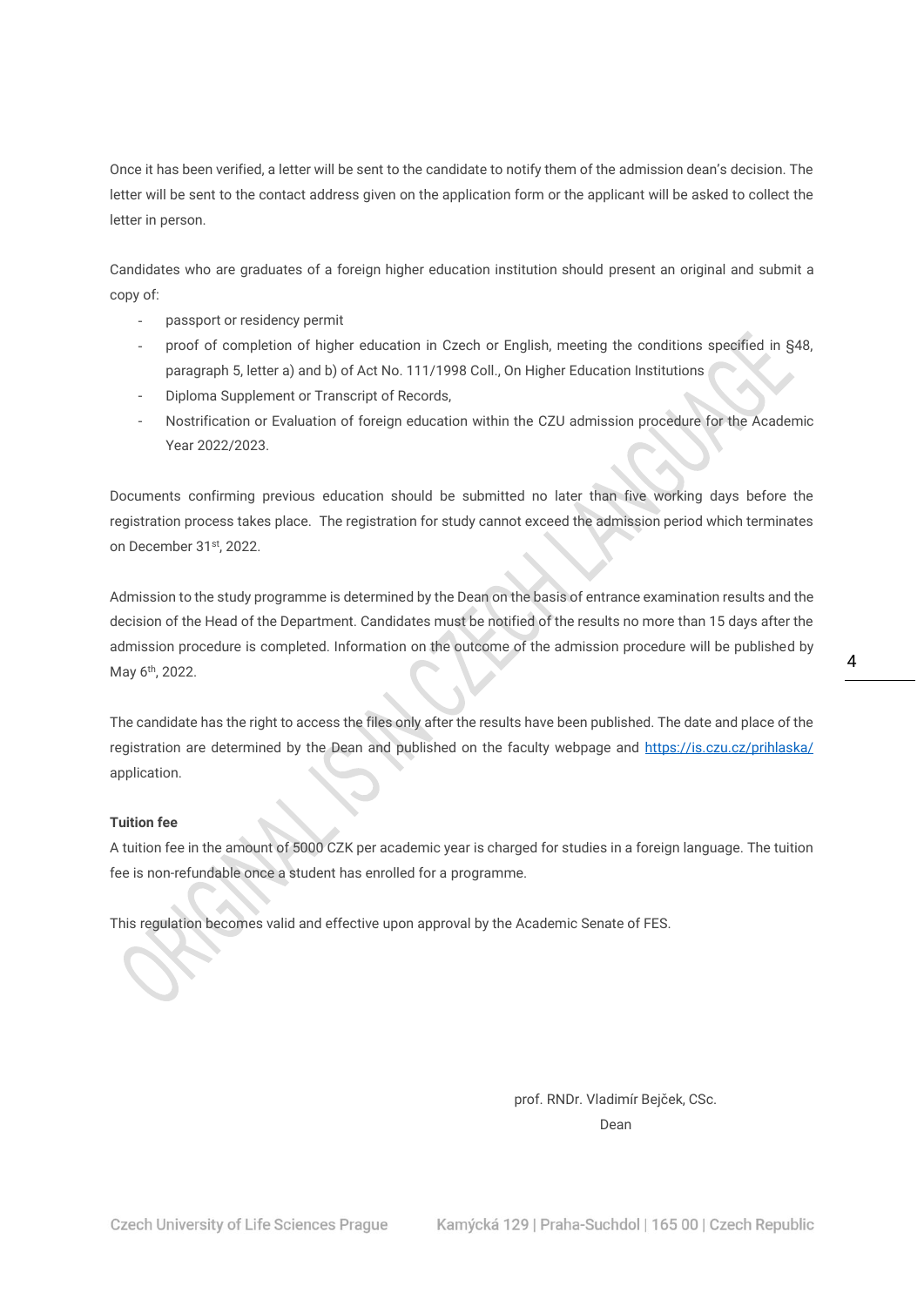Once it has been verified, a letter will be sent to the candidate to notify them of the admission dean's decision. The letter will be sent to the contact address given on the application form or the applicant will be asked to collect the letter in person.

Candidates who are graduates of a foreign higher education institution should present an original and submit a copy of:

- passport or residency permit
- proof of completion of higher education in Czech or English, meeting the conditions specified in §48, paragraph 5, letter a) and b) of Act No. 111/1998 Coll., On Higher Education Institutions
- Diploma Supplement or Transcript of Records,
- Nostrification or Evaluation of foreign education within the CZU admission procedure for the Academic Year 2022/2023.

Documents confirming previous education should be submitted no later than five working days before the registration process takes place. The registration for study cannot exceed the admission period which terminates on December 31st, 2022.

Admission to the study programme is determined by the Dean on the basis of entrance examination results and the decision of the Head of the Department. Candidates must be notified of the results no more than 15 days after the admission procedure is completed. Information on the outcome of the admission procedure will be published by May 6th, 2022.

The candidate has the right to access the files only after the results have been published. The date and place of the registration are determined by the Dean and published on the faculty webpage and https://is.czu.cz/prihlaska/ application.

**Tuition fee**

A tuition fee in the amount of 5000 CZK per academic year is charged for studies in a foreign language. The tuition fee is non-refundable once a student has enrolled for a programme.

This regulation becomes valid and effective upon approval by the Academic Senate of FES.

prof. RNDr. Vladimír Bejček, CSc.

Dean